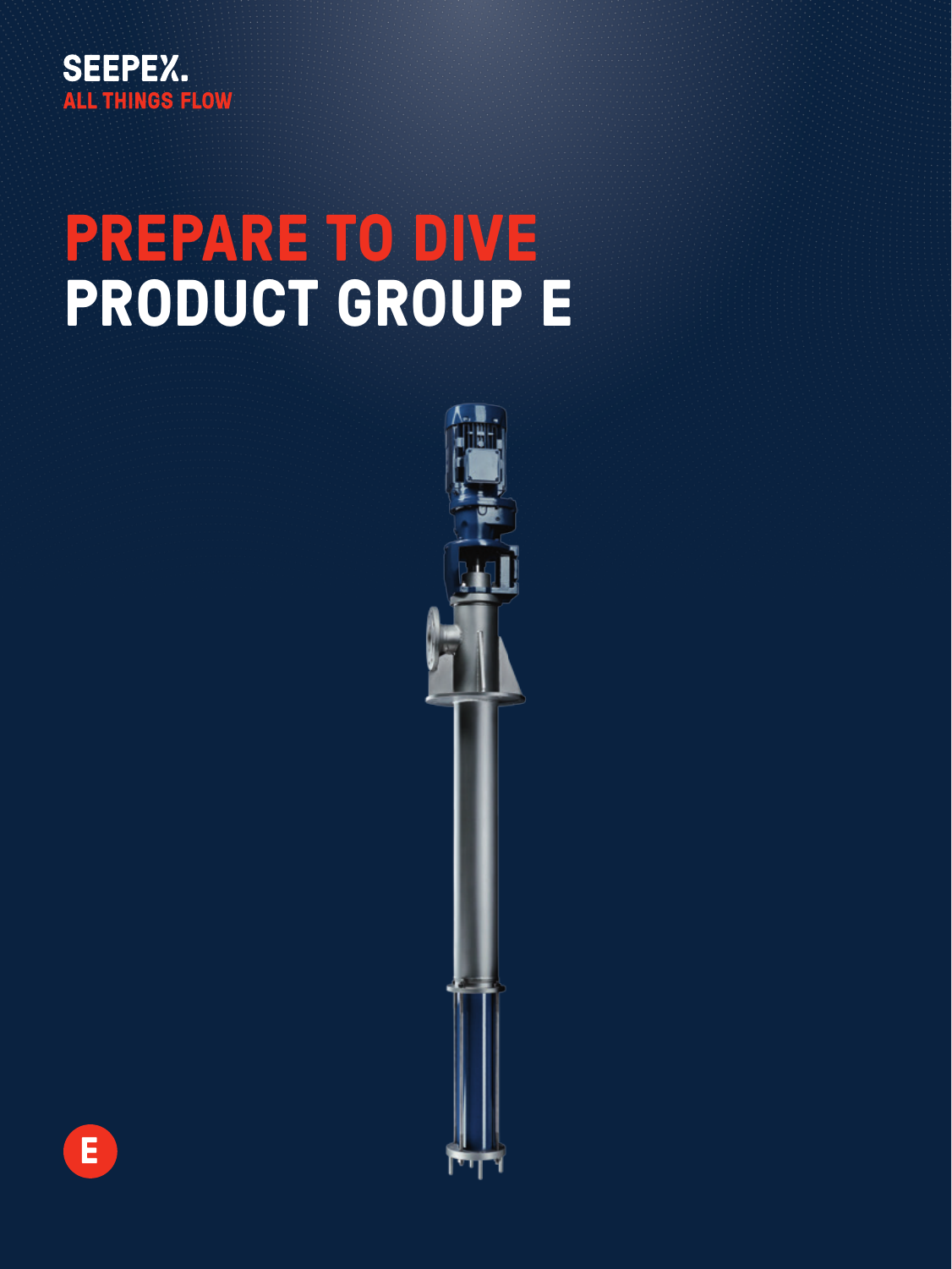SEEPEX.
ALL THINGS FLOW

# PREPARE TO DIVE
# PRODUCT GROUP E

E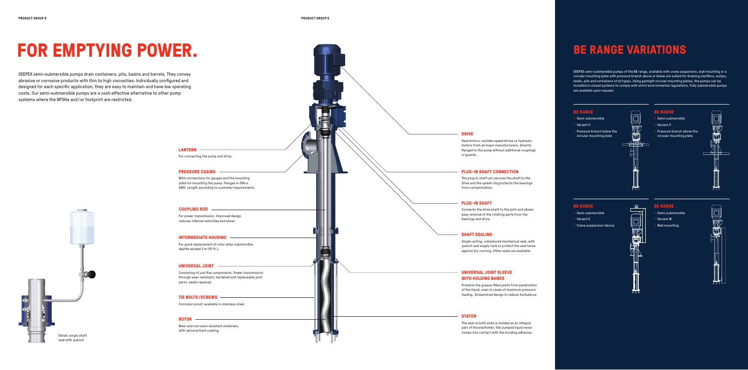# FOR EMPTYING POWER.

SEEPEX semi-submersible pumps drain containers, pits, basins and barrels. They convey abrasive or corrosive products with thin to high viscosities. Individually configured and designed for each specific application, they are easy to maintain and have low operating costs. Our semi-submersible pumps are a cost-effective alternative to other pump systems where the NPSHa and/or footprint are restricted.

### LANTERN

For connecting the pump and drive.

### PRESSURE CASING

With connections for gauges and the mounting plate for mounting the pump. Flanges in DIN or ANSI. Length according to customer requirements.

### COUPLING ROD

For power transmission. Improved design reduces internal velocities and shear.

### INTERMEDIATE HOUSING

For quick replacement of rotor when submersible depths exceed 3 m (10 ft.).

### UNIVERSAL JOINT

Consisting of just five components. Power transmission through wear resistant, hardened and replaceable joint parts: easily repaired.

### TIE BOLTS/SCREWS

Corrosion proof, available in stainless steel.

### ROTOR

Wear and corrosion resistant materials, with optional hard coating.

Detail: single shaft seal with quench

### DRIVE

Gearmotors, variable speed drives or hydraulic motors from all major manufacturers, directly flanged to the pump without additional couplings or guards.

### PLUG-IN SHAFT CONNECTION

The plug-in shaft pin secures the shaft to the drive and the splash ring protects the bearings from contamination.

### PLUG-IN SHAFT

Connects the drive shaft to the joint and allows easy removal of the rotating parts from the bearings and drive.

### SHAFT SEALING

Single-acting, unbalanced mechanical seal, with quench and supply tank to protect the seal faces against dry running. Other seals are available.

### UNIVERSAL JOINT SLEEVE WITH HOLDING BANDS

Protects the grease-filled joints from penetration of the liquid, even in cases of maximum pressure loading. Streamlined design to reduce turbulence.

### STATOR

The seal on both ends is molded as an integral part of the elastomer; the pumped liquid never comes into contact with the bonding adhesive.

# BE RANGE VARIATIONS

**SEEPEX semi-submersible pumps of the BE range, available with crane suspension, wall mounting or a circular mounting plate with pressure branch above or below are suited for draining clarifiers, sumps, tanks, pits and containers of all types. Using gastight circular mounting plates, the pumps can be installed in closed systems to comply with strict environmental regulations. Fully submersible pumps are available upon request.**

### BE RANGE

- Semi-submersible
- Variant U
- Pressure branch below the circular mounting plate

### BE RANGE

- Semi-submersible
- Variant O
- Pressure branch above the circular mounting plate

### BE RANGE

- Semi-submersible
- Variant K
- Crane suspension device

### BE RANGE

- Semi-submersible
- Variant W
- Wall mounting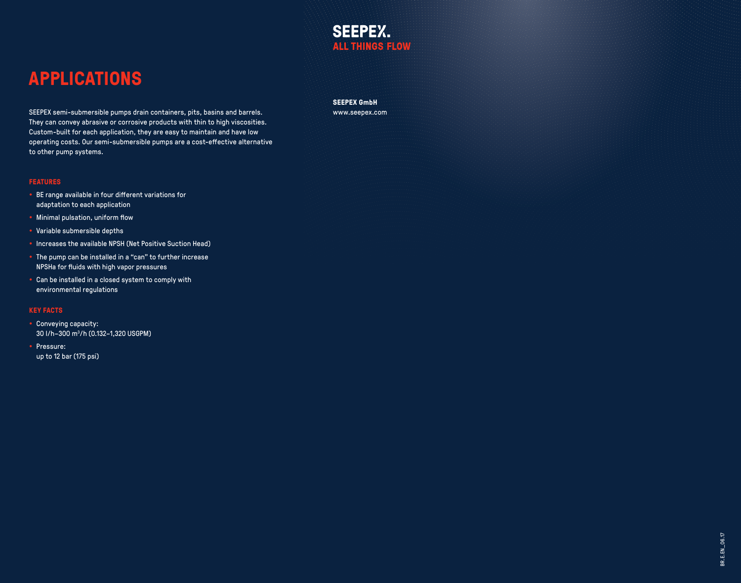# APPLICATIONS

SEEPEX semi-submersible pumps drain containers, pits, basins and barrels. They can convey abrasive or corrosive products with thin to high viscosities. Custom-built for each application, they are easy to maintain and have low operating costs. Our semi-submersible pumps are a cost-effective alternative to other pump systems.

### FEATURES

- BE range available in four different variations for adaptation to each application
- Minimal pulsation, uniform flow
- Variable submersible depths
- Increases the available NPSH (Net Positive Suction Head)
- The pump can be installed in a "can" to further increase NPSHa for fluids with high vapor pressures
- Can be installed in a closed system to comply with environmental regulations

### KEY FACTS

- Conveying capacity:
  30 l/h–300 $m^3$/h (0.132–1,320 USGPM)
- Pressure:
  up to 12 bar (175 psi)

SEEPEX.
ALL THINGS FLOW

**SEEPEX GmbH**
www.seepex.com

BR.E.EN_06.17